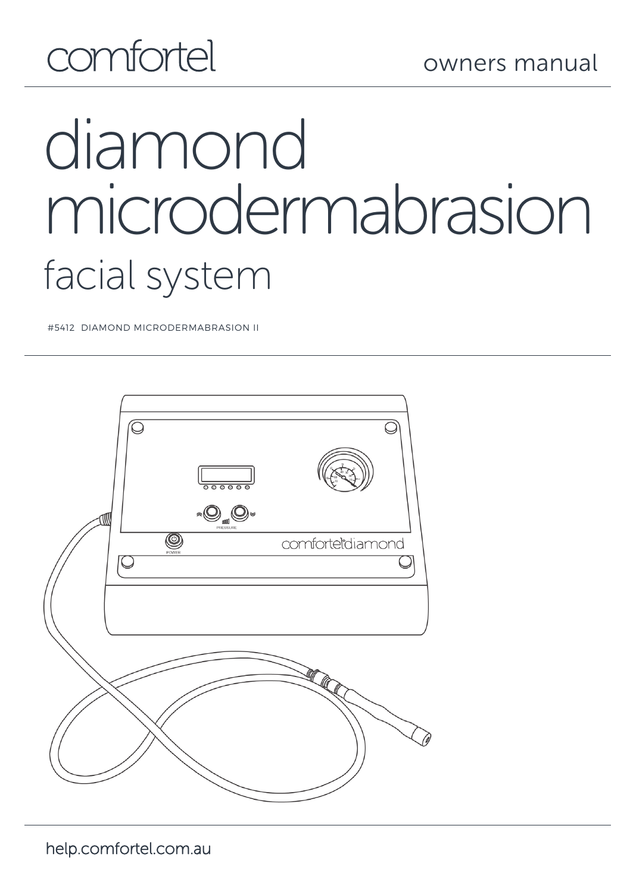comfortel

owners manual

# diamond microdermabrasion

## facial system

#5412 DIAMOND MICRODERMABRASION II

help.comfortel.com.au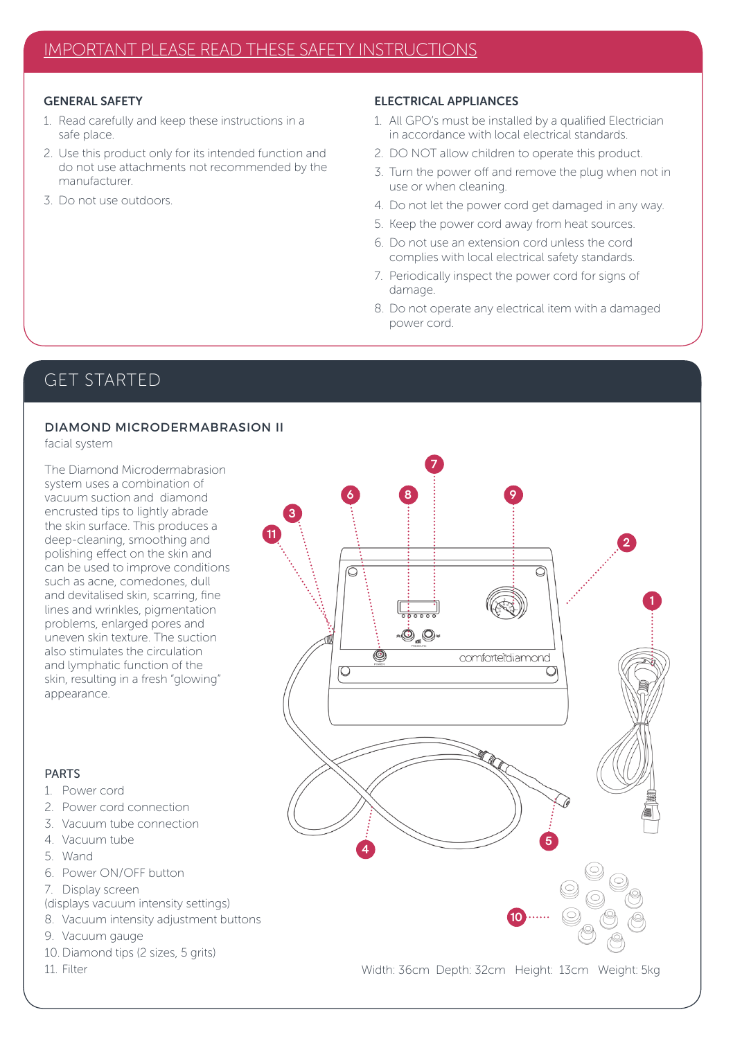## IMPORTANT PLEASE READ THESE SAFETY INSTRUCTIONS

### GENERAL SAFETY

1. Read carefully and keep these instructions in a safe place.
2. Use this product only for its intended function and do not use attachments not recommended by the manufacturer.
3. Do not use outdoors.

### ELECTRICAL APPLIANCES

1. All GPO's must be installed by a qualified Electrician in accordance with local electrical standards.
2. DO NOT allow children to operate this product.
3. Turn the power off and remove the plug when not in use or when cleaning.
4. Do not let the power cord get damaged in any way.
5. Keep the power cord away from heat sources.
6. Do not use an extension cord unless the cord complies with local electrical safety standards.
7. Periodically inspect the power cord for signs of damage.
8. Do not operate any electrical item with a damaged power cord.

## GET STARTED

### DIAMOND MICRODERMABRASION II

facial system

The Diamond Microdermabrasion system uses a combination of vacuum suction and diamond encrusted tips to lightly abrade the skin surface. This produces a deep-cleaning, smoothing and polishing effect on the skin and can be used to improve conditions such as acne, comedones, dull and devitalised skin, scarring, fine lines and wrinkles, pigmentation problems, enlarged pores and uneven skin texture. The suction also stimulates the circulation and lymphatic function of the skin, resulting in a fresh "glowing" appearance.

### PARTS

1. Power cord
2. Power cord connection
3. Vacuum tube connection
4. Vacuum tube
5. Wand
6. Power ON/OFF button
7. Display screen (displays vacuum intensity settings)
8. Vacuum intensity adjustment buttons
9. Vacuum gauge
10. Diamond tips (2 sizes, 5 grits)
11. Filter

Width: 36cm Depth: 32cm Height: 13cm Weight: 5kg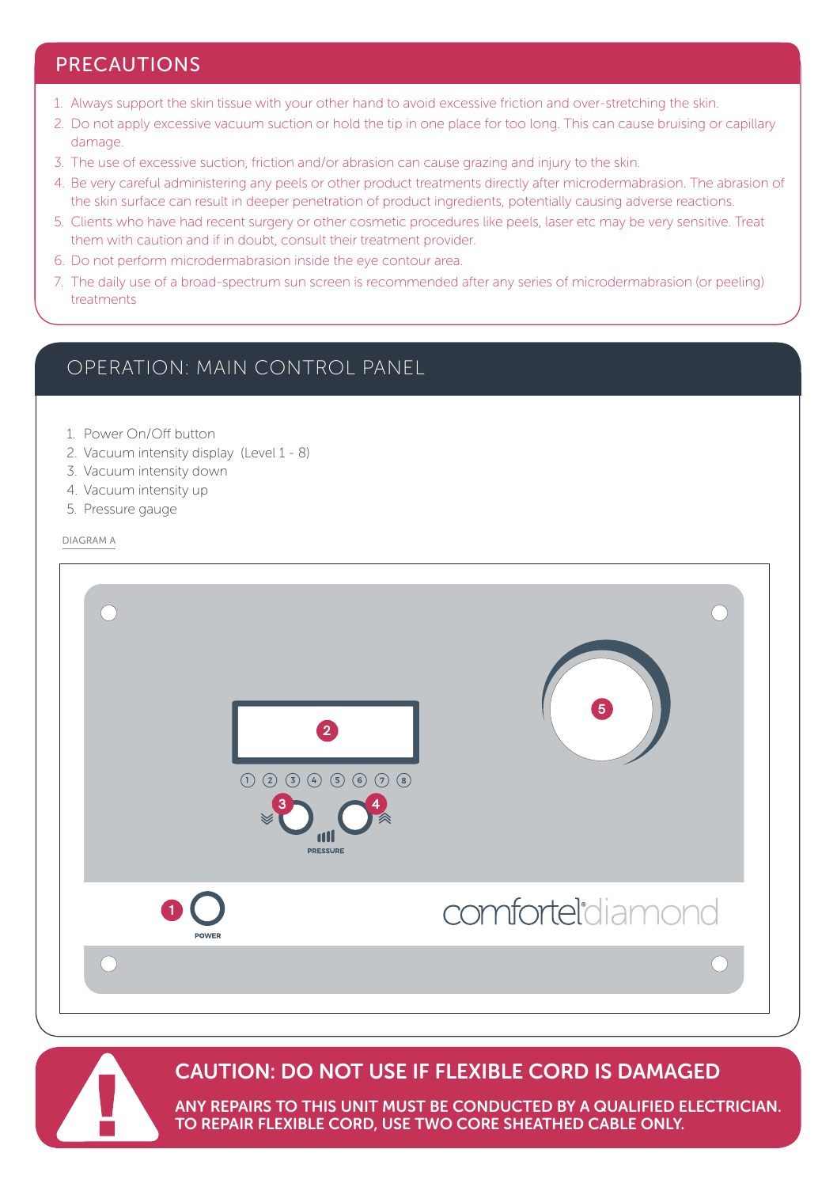## PRECAUTIONS

1. Always support the skin tissue with your other hand to avoid excessive friction and over-stretching the skin.
2. Do not apply excessive vacuum suction or hold the tip in one place for too long. This can cause bruising or capillary damage.
3. The use of excessive suction, friction and/or abrasion can cause grazing and injury to the skin.
4. Be very careful administering any peels or other product treatments directly after microdermabrasion. The abrasion of the skin surface can result in deeper penetration of product ingredients, potentially causing adverse reactions.
5. Clients who have had recent surgery or other cosmetic procedures like peels, laser etc may be very sensitive. Treat them with caution and if in doubt, consult their treatment provider.
6. Do not perform microdermabrasion inside the eye contour area.
7. The daily use of a broad-spectrum sun screen is recommended after any series of microdermabrasion (or peeling) treatments

## OPERATION: MAIN CONTROL PANEL

1. Power On/Off button
2. Vacuum intensity display (Level 1 - 8)
3. Vacuum intensity down
4. Vacuum intensity up
5. Pressure gauge

DIAGRAM A

1 2 3 4 5 6 7 8

PRESSURE

POWER

comfortel® diamond

**CAUTION: DO NOT USE IF FLEXIBLE CORD IS DAMAGED**

**ANY REPAIRS TO THIS UNIT MUST BE CONDUCTED BY A QUALIFIED ELECTRICIAN. TO REPAIR FLEXIBLE CORD, USE TWO CORE SHEATHED CABLE ONLY.**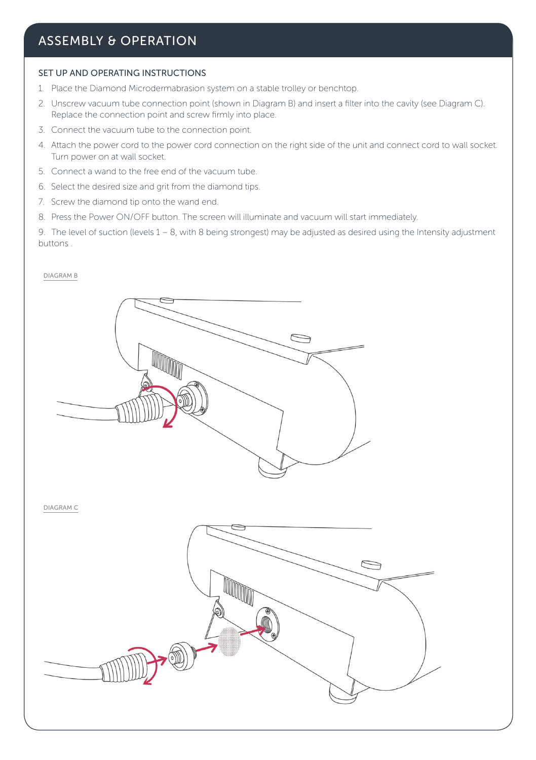# ASSEMBLY & OPERATION

## SET UP AND OPERATING INSTRUCTIONS

1. Place the Diamond Microdermabrasion system on a stable trolley or benchtop.
2. Unscrew vacuum tube connection point (shown in Diagram B) and insert a filter into the cavity (see Diagram C). Replace the connection point and screw firmly into place.
3. Connect the vacuum tube to the connection point.
4. Attach the power cord to the power cord connection on the right side of the unit and connect cord to wall socket. Turn power on at wall socket.
5. Connect a wand to the free end of the vacuum tube.
6. Select the desired size and grit from the diamond tips.
7. Screw the diamond tip onto the wand end.
8. Press the Power ON/OFF button. The screen will illuminate and vacuum will start immediately.
9. The level of suction (levels 1 – 8, with 8 being strongest) may be adjusted as desired using the Intensity adjustment buttons .

DIAGRAM B

DIAGRAM C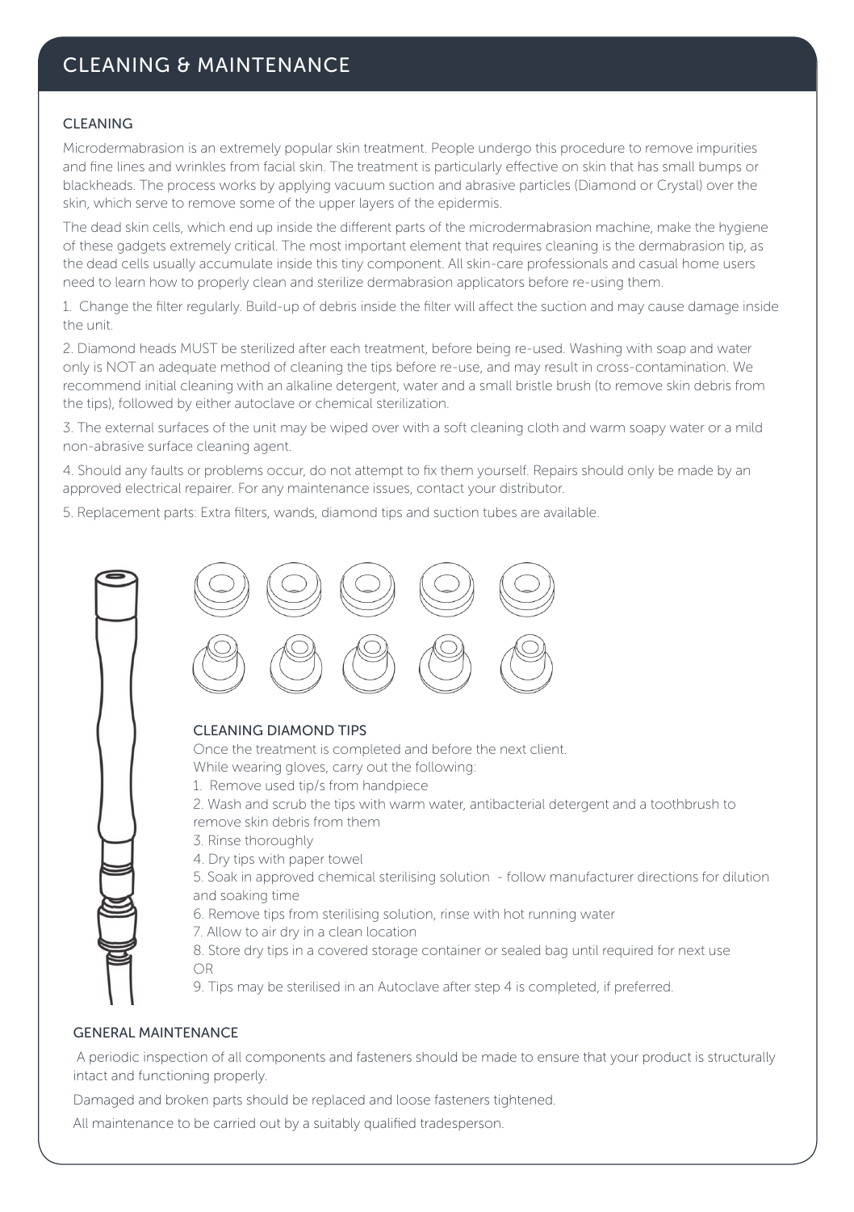# CLEANING & MAINTENANCE

## CLEANING

Microdermabrasion is an extremely popular skin treatment. People undergo this procedure to remove impurities and fine lines and wrinkles from facial skin. The treatment is particularly effective on skin that has small bumps or blackheads. The process works by applying vacuum suction and abrasive particles (Diamond or Crystal) over the skin, which serve to remove some of the upper layers of the epidermis.

The dead skin cells, which end up inside the different parts of the microdermabrasion machine, make the hygiene of these gadgets extremely critical. The most important element that requires cleaning is the dermabrasion tip, as the dead cells usually accumulate inside this tiny component. All skin-care professionals and casual home users need to learn how to properly clean and sterilize dermabrasion applicators before re-using them.

1. Change the filter regularly. Build-up of debris inside the filter will affect the suction and may cause damage inside the unit.

2. Diamond heads MUST be sterilized after each treatment, before being re-used. Washing with soap and water only is NOT an adequate method of cleaning the tips before re-use, and may result in cross-contamination. We recommend initial cleaning with an alkaline detergent, water and a small bristle brush (to remove skin debris from the tips), followed by either autoclave or chemical sterilization.

3. The external surfaces of the unit may be wiped over with a soft cleaning cloth and warm soapy water or a mild non-abrasive surface cleaning agent.

4. Should any faults or problems occur, do not attempt to fix them yourself. Repairs should only be made by an approved electrical repairer. For any maintenance issues, contact your distributor.

5. Replacement parts: Extra filters, wands, diamond tips and suction tubes are available.

## CLEANING DIAMOND TIPS

Once the treatment is completed and before the next client.
While wearing gloves, carry out the following:

1. Remove used tip/s from handpiece
2. Wash and scrub the tips with warm water, antibacterial detergent and a toothbrush to remove skin debris from them
3. Rinse thoroughly
4. Dry tips with paper towel
5. Soak in approved chemical sterilising solution - follow manufacturer directions for dilution and soaking time
6. Remove tips from sterilising solution, rinse with hot running water
7. Allow to air dry in a clean location
8. Store dry tips in a covered storage container or sealed bag until required for next use

OR

9. Tips may be sterilised in an Autoclave after step 4 is completed, if preferred.

## GENERAL MAINTENANCE

A periodic inspection of all components and fasteners should be made to ensure that your product is structurally intact and functioning properly.

Damaged and broken parts should be replaced and loose fasteners tightened.

All maintenance to be carried out by a suitably qualified tradesperson.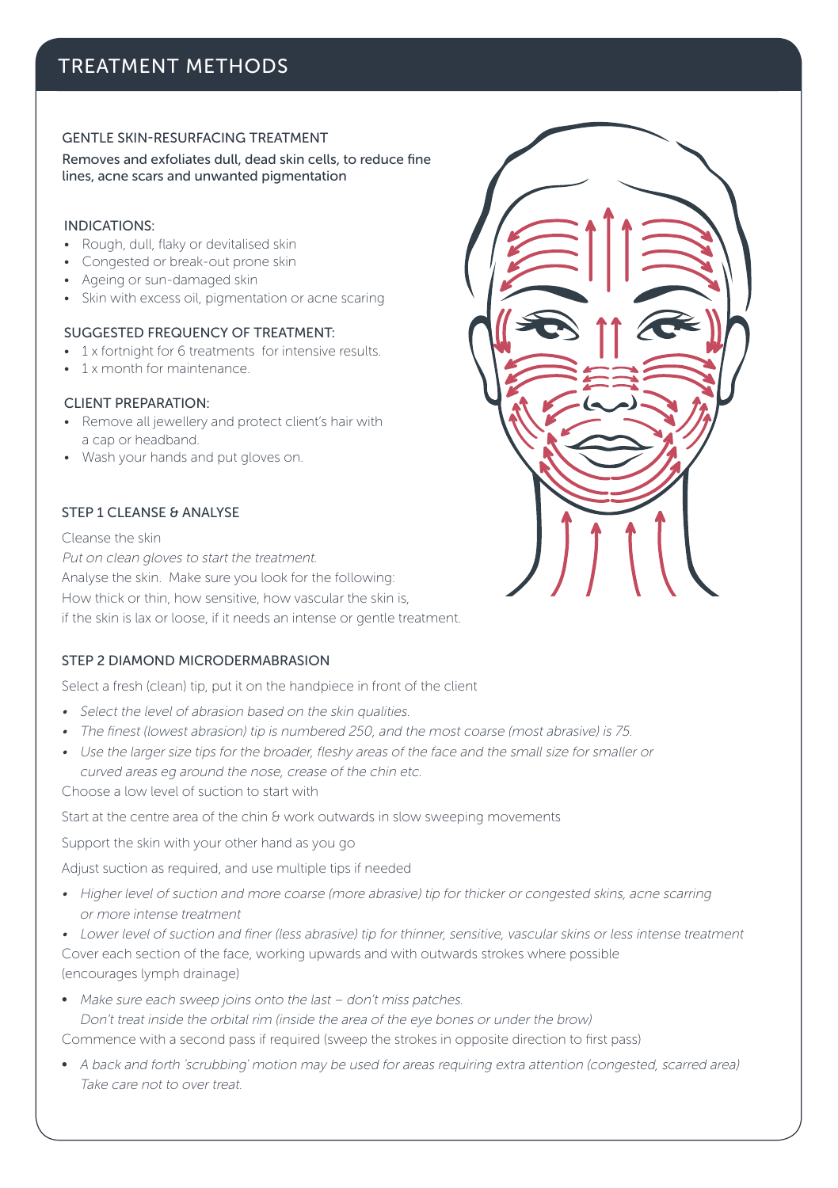# TREATMENT METHODS

## GENTLE SKIN-RESURFACING TREATMENT

Removes and exfoliates dull, dead skin cells, to reduce fine lines, acne scars and unwanted pigmentation

### INDICATIONS:

- Rough, dull, flaky or devitalised skin
- Congested or break-out prone skin
- Ageing or sun-damaged skin
- Skin with excess oil, pigmentation or acne scaring

### SUGGESTED FREQUENCY OF TREATMENT:

- 1 x fortnight for 6 treatments for intensive results.
- 1 x month for maintenance.

### CLIENT PREPARATION:

- Remove all jewellery and protect client's hair with a cap or headband.
- Wash your hands and put gloves on.

### STEP 1 CLEANSE & ANALYSE

Cleanse the skin

*Put on clean gloves to start the treatment.*

Analyse the skin. Make sure you look for the following:
How thick or thin, how sensitive, how vascular the skin is,
if the skin is lax or loose, if it needs an intense or gentle treatment.

### STEP 2 DIAMOND MICRODERMABRASION

Select a fresh (clean) tip, put it on the handpiece in front of the client

- *Select the level of abrasion based on the skin qualities.*
- *The finest (lowest abrasion) tip is numbered 250, and the most coarse (most abrasive) is 75.*
- *Use the larger size tips for the broader, fleshy areas of the face and the small size for smaller or curved areas eg around the nose, crease of the chin etc.*

Choose a low level of suction to start with

Start at the centre area of the chin & work outwards in slow sweeping movements

Support the skin with your other hand as you go

Adjust suction as required, and use multiple tips if needed

- *Higher level of suction and more coarse (more abrasive) tip for thicker or congested skins, acne scarring or more intense treatment*
- *Lower level of suction and finer (less abrasive) tip for thinner, sensitive, vascular skins or less intense treatment*

Cover each section of the face, working upwards and with outwards strokes where possible (encourages lymph drainage)

- *Make sure each sweep joins onto the last – don't miss patches.*
  *Don't treat inside the orbital rim (inside the area of the eye bones or under the brow)*

Commence with a second pass if required (sweep the strokes in opposite direction to first pass)

- *A back and forth 'scrubbing' motion may be used for areas requiring extra attention (congested, scarred area) Take care not to over treat.*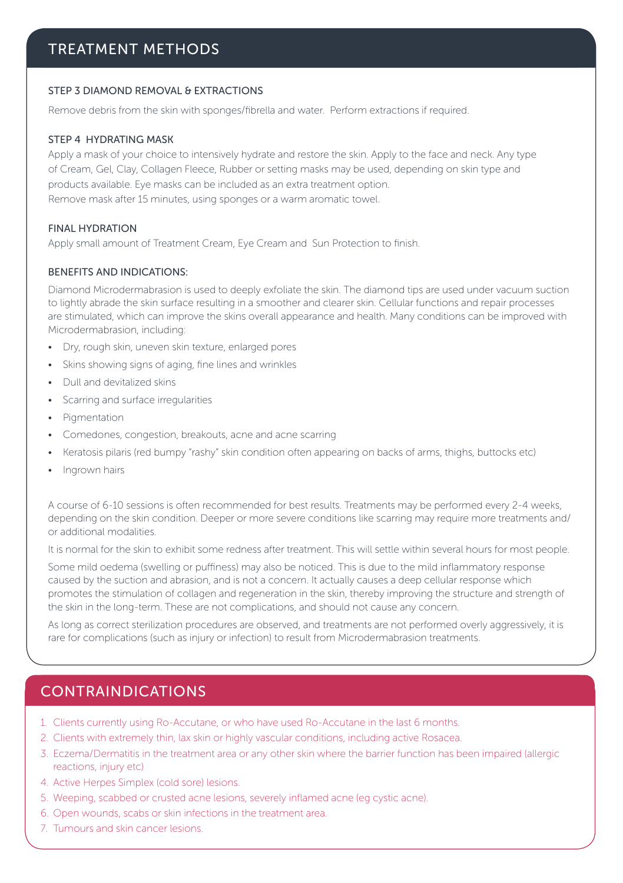## TREATMENT METHODS

### STEP 3 DIAMOND REMOVAL & EXTRACTIONS

Remove debris from the skin with sponges/fibrella and water. Perform extractions if required.

### STEP 4 HYDRATING MASK

Apply a mask of your choice to intensively hydrate and restore the skin. Apply to the face and neck. Any type of Cream, Gel, Clay, Collagen Fleece, Rubber or setting masks may be used, depending on skin type and products available. Eye masks can be included as an extra treatment option.
Remove mask after 15 minutes, using sponges or a warm aromatic towel.

### FINAL HYDRATION

Apply small amount of Treatment Cream, Eye Cream and Sun Protection to finish.

### BENEFITS AND INDICATIONS:

Diamond Microdermabrasion is used to deeply exfoliate the skin. The diamond tips are used under vacuum suction to lightly abrade the skin surface resulting in a smoother and clearer skin. Cellular functions and repair processes are stimulated, which can improve the skins overall appearance and health. Many conditions can be improved with Microdermabrasion, including:

- Dry, rough skin, uneven skin texture, enlarged pores
- Skins showing signs of aging, fine lines and wrinkles
- Dull and devitalized skins
- Scarring and surface irregularities
- Pigmentation
- Comedones, congestion, breakouts, acne and acne scarring
- Keratosis pilaris (red bumpy "rashy" skin condition often appearing on backs of arms, thighs, buttocks etc)
- Ingrown hairs

A course of 6-10 sessions is often recommended for best results. Treatments may be performed every 2-4 weeks, depending on the skin condition. Deeper or more severe conditions like scarring may require more treatments and/or additional modalities.

It is normal for the skin to exhibit some redness after treatment. This will settle within several hours for most people.

Some mild oedema (swelling or puffiness) may also be noticed. This is due to the mild inflammatory response caused by the suction and abrasion, and is not a concern. It actually causes a deep cellular response which promotes the stimulation of collagen and regeneration in the skin, thereby improving the structure and strength of the skin in the long-term. These are not complications, and should not cause any concern.

As long as correct sterilization procedures are observed, and treatments are not performed overly aggressively, it is rare for complications (such as injury or infection) to result from Microdermabrasion treatments.

## CONTRAINDICATIONS

1. Clients currently using Ro-Accutane, or who have used Ro-Accutane in the last 6 months.
2. Clients with extremely thin, lax skin or highly vascular conditions, including active Rosacea.
3. Eczema/Dermatitis in the treatment area or any other skin where the barrier function has been impaired (allergic reactions, injury etc)
4. Active Herpes Simplex (cold sore) lesions.
5. Weeping, scabbed or crusted acne lesions, severely inflamed acne (eg cystic acne).
6. Open wounds, scabs or skin infections in the treatment area.
7. Tumours and skin cancer lesions.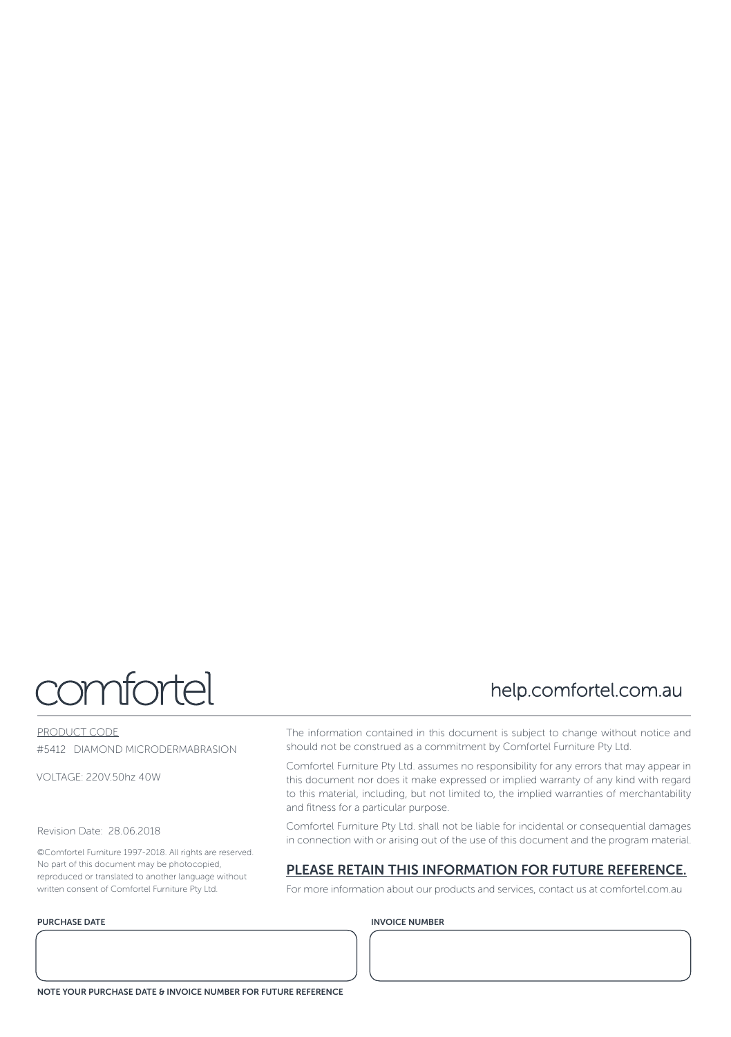comfortel

help.comfortel.com.au

PRODUCT CODE

#5412 DIAMOND MICRODERMABRASION

VOLTAGE: 220V.50hz 40W

Revision Date: 28.06.2018

©Comfortel Furniture 1997-2018. All rights are reserved. No part of this document may be photocopied, reproduced or translated to another language without written consent of Comfortel Furniture Pty Ltd.

The information contained in this document is subject to change without notice and should not be construed as a commitment by Comfortel Furniture Pty Ltd.

Comfortel Furniture Pty Ltd. assumes no responsibility for any errors that may appear in this document nor does it make expressed or implied warranty of any kind with regard to this material, including, but not limited to, the implied warranties of merchantability and fitness for a particular purpose.

Comfortel Furniture Pty Ltd. shall not be liable for incidental or consequential damages in connection with or arising out of the use of this document and the program material.

## PLEASE RETAIN THIS INFORMATION FOR FUTURE REFERENCE.

For more information about our products and services, contact us at comfortel.com.au

**PURCHASE DATE**

**INVOICE NUMBER**

**NOTE YOUR PURCHASE DATE & INVOICE NUMBER FOR FUTURE REFERENCE**